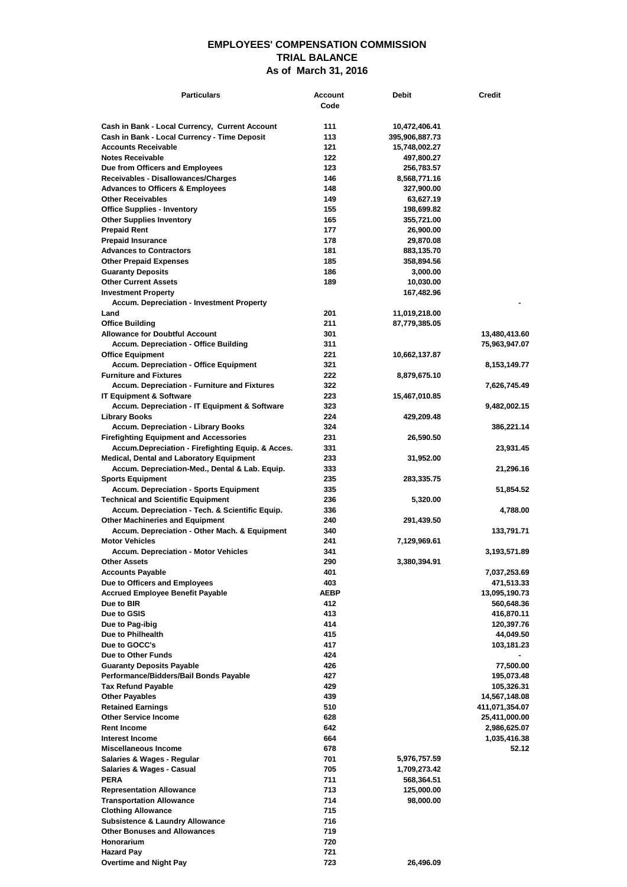# EMPLOYEES' COMPENSATION COMMISSION
## TRIAL BALANCE
### As of March 31, 2016

| Particulars | Account Code | Debit | Credit |
|---|---|---|---|
| Cash in Bank - Local Currency, Current Account | 111 | 10,472,406.41 | |
| Cash in Bank - Local Currency - Time Deposit | 113 | 395,906,887.73 | |
| Accounts Receivable | 121 | 15,748,002.27 | |
| Notes Receivable | 122 | 497,800.27 | |
| Due from Officers and Employees | 123 | 256,783.57 | |
| Receivables - Disallowances/Charges | 146 | 8,568,771.16 | |
| Advances to Officers & Employees | 148 | 327,900.00 | |
| Other Receivables | 149 | 63,627.19 | |
| Office Supplies - Inventory | 155 | 198,699.82 | |
| Other Supplies Inventory | 165 | 355,721.00 | |
| Prepaid Rent | 177 | 26,900.00 | |
| Prepaid Insurance | 178 | 29,870.08 | |
| Advances to Contractors | 181 | 883,135.70 | |
| Other Prepaid Expenses | 185 | 358,894.56 | |
| Guaranty Deposits | 186 | 3,000.00 | |
| Other Current Assets | 189 | 10,030.00 | |
| Investment Property | | 167,482.96 | |
| Accum. Depreciation - Investment Property | | | - |
| Land | 201 | 11,019,218.00 | |
| Office Building | 211 | 87,779,385.05 | |
| Allowance for Doubtful Account | 301 | | 13,480,413.60 |
| Accum. Depreciation - Office Building | 311 | | 75,963,947.07 |
| Office Equipment | 221 | 10,662,137.87 | |
| Accum. Depreciation - Office Equipment | 321 | | 8,153,149.77 |
| Furniture and Fixtures | 222 | 8,879,675.10 | |
| Accum. Depreciation - Furniture and Fixtures | 322 | | 7,626,745.49 |
| IT Equipment & Software | 223 | 15,467,010.85 | |
| Accum. Depreciation - IT Equipment & Software | 323 | | 9,482,002.15 |
| Library Books | 224 | 429,209.48 | |
| Accum. Depreciation - Library Books | 324 | | 386,221.14 |
| Firefighting Equipment and Accessories | 231 | 26,590.50 | |
| Accum.Depreciation - Firefighting Equip. & Acces. | 331 | | 23,931.45 |
| Medical, Dental and Laboratory Equipment | 233 | 31,952.00 | |
| Accum. Depreciation-Med., Dental & Lab. Equip. | 333 | | 21,296.16 |
| Sports Equipment | 235 | 283,335.75 | |
| Accum. Depreciation - Sports Equipment | 335 | | 51,854.52 |
| Technical and Scientific Equipment | 236 | 5,320.00 | |
| Accum. Depreciation - Tech. & Scientific Equip. | 336 | | 4,788.00 |
| Other Machineries and Equipment | 240 | 291,439.50 | |
| Accum. Depreciation - Other Mach. & Equipment | 340 | | 133,791.71 |
| Motor Vehicles | 241 | 7,129,969.61 | |
| Accum. Depreciation - Motor Vehicles | 341 | | 3,193,571.89 |
| Other Assets | 290 | 3,380,394.91 | |
| Accounts Payable | 401 | | 7,037,253.69 |
| Due to Officers and Employees | 403 | | 471,513.33 |
| Accrued Employee Benefit Payable | AEBP | | 13,095,190.73 |
| Due to BIR | 412 | | 560,648.36 |
| Due to GSIS | 413 | | 416,870.11 |
| Due to Pag-ibig | 414 | | 120,397.76 |
| Due to Philhealth | 415 | | 44,049.50 |
| Due to GOCC's | 417 | | 103,181.23 |
| Due to Other Funds | 424 | | - |
| Guaranty Deposits Payable | 426 | | 77,500.00 |
| Performance/Bidders/Bail Bonds Payable | 427 | | 195,073.48 |
| Tax Refund Payable | 429 | | 105,326.31 |
| Other Payables | 439 | | 14,567,148.08 |
| Retained Earnings | 510 | | 411,071,354.07 |
| Other Service Income | 628 | | 25,411,000.00 |
| Rent Income | 642 | | 2,986,625.07 |
| Interest Income | 664 | | 1,035,416.38 |
| Miscellaneous Income | 678 | | 52.12 |
| Salaries & Wages - Regular | 701 | 5,976,757.59 | |
| Salaries & Wages - Casual | 705 | 1,709,273.42 | |
| PERA | 711 | 568,364.51 | |
| Representation Allowance | 713 | 125,000.00 | |
| Transportation Allowance | 714 | 98,000.00 | |
| Clothing Allowance | 715 | | |
| Subsistence & Laundry Allowance | 716 | | |
| Other Bonuses and Allowances | 719 | | |
| Honorarium | 720 | | |
| Hazard Pay | 721 | | |
| Overtime and Night Pay | 723 | 26,496.09 | |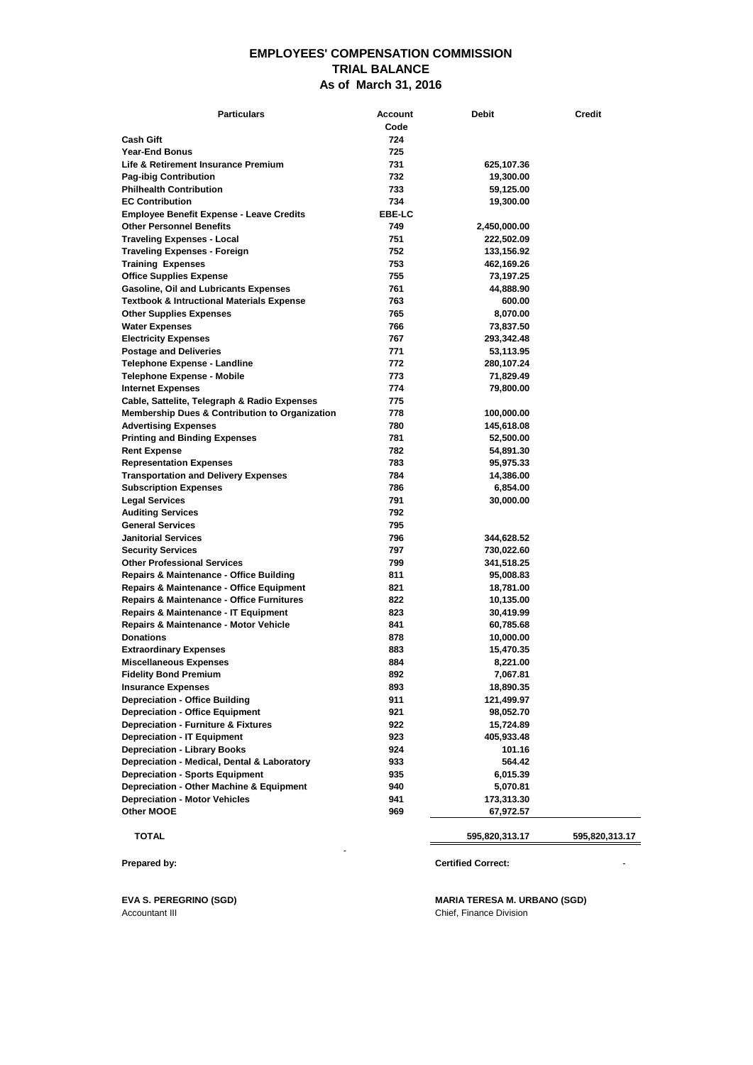## EMPLOYEES' COMPENSATION COMMISSION
## TRIAL BALANCE
## As of March 31, 2016

| Particulars | Account Code | Debit | Credit |
|---|---|---|---|
| Cash Gift | 724 | | |
| Year-End Bonus | 725 | | |
| Life & Retirement Insurance Premium | 731 | 625,107.36 | |
| Pag-ibig Contribution | 732 | 19,300.00 | |
| Philhealth Contribution | 733 | 59,125.00 | |
| EC Contribution | 734 | 19,300.00 | |
| Employee Benefit Expense - Leave Credits | EBE-LC | | |
| Other Personnel Benefits | 749 | 2,450,000.00 | |
| Traveling Expenses - Local | 751 | 222,502.09 | |
| Traveling Expenses - Foreign | 752 | 133,156.92 | |
| Training Expenses | 753 | 462,169.26 | |
| Office Supplies Expense | 755 | 73,197.25 | |
| Gasoline, Oil and Lubricants Expenses | 761 | 44,888.90 | |
| Textbook & Intructional Materials Expense | 763 | 600.00 | |
| Other Supplies Expenses | 765 | 8,070.00 | |
| Water Expenses | 766 | 73,837.50 | |
| Electricity Expenses | 767 | 293,342.48 | |
| Postage and Deliveries | 771 | 53,113.95 | |
| Telephone Expense - Landline | 772 | 280,107.24 | |
| Telephone Expense - Mobile | 773 | 71,829.49 | |
| Internet Expenses | 774 | 79,800.00 | |
| Cable, Sattelite, Telegraph & Radio Expenses | 775 | | |
| Membership Dues & Contribution to Organization | 778 | 100,000.00 | |
| Advertising Expenses | 780 | 145,618.08 | |
| Printing and Binding Expenses | 781 | 52,500.00 | |
| Rent Expense | 782 | 54,891.30 | |
| Representation Expenses | 783 | 95,975.33 | |
| Transportation and Delivery Expenses | 784 | 14,386.00 | |
| Subscription Expenses | 786 | 6,854.00 | |
| Legal Services | 791 | 30,000.00 | |
| Auditing Services | 792 | | |
| General Services | 795 | | |
| Janitorial Services | 796 | 344,628.52 | |
| Security Services | 797 | 730,022.60 | |
| Other Professional Services | 799 | 341,518.25 | |
| Repairs & Maintenance - Office Building | 811 | 95,008.83 | |
| Repairs & Maintenance - Office Equipment | 821 | 18,781.00 | |
| Repairs & Maintenance - Office Furnitures | 822 | 10,135.00 | |
| Repairs & Maintenance - IT Equipment | 823 | 30,419.99 | |
| Repairs & Maintenance - Motor Vehicle | 841 | 60,785.68 | |
| Donations | 878 | 10,000.00 | |
| Extraordinary Expenses | 883 | 15,470.35 | |
| Miscellaneous Expenses | 884 | 8,221.00 | |
| Fidelity Bond Premium | 892 | 7,067.81 | |
| Insurance Expenses | 893 | 18,890.35 | |
| Depreciation - Office Building | 911 | 121,499.97 | |
| Depreciation - Office Equipment | 921 | 98,052.70 | |
| Depreciation - Furniture & Fixtures | 922 | 15,724.89 | |
| Depreciation - IT Equipment | 923 | 405,933.48 | |
| Depreciation - Library Books | 924 | 101.16 | |
| Depreciation - Medical, Dental & Laboratory | 933 | 564.42 | |
| Depreciation - Sports Equipment | 935 | 6,015.39 | |
| Depreciation - Other Machine & Equipment | 940 | 5,070.81 | |
| Depreciation - Motor Vehicles | 941 | 173,313.30 | |
| Other MOOE | 969 | 67,972.57 | |
| **TOTAL** | | **595,820,313.17** | **595,820,313.17** |

**Prepared by:**

**EVA S. PEREGRINO (SGD)**
Accountant III

**Certified Correct:**

**MARIA TERESA M. URBANO (SGD)**
Chief, Finance Division